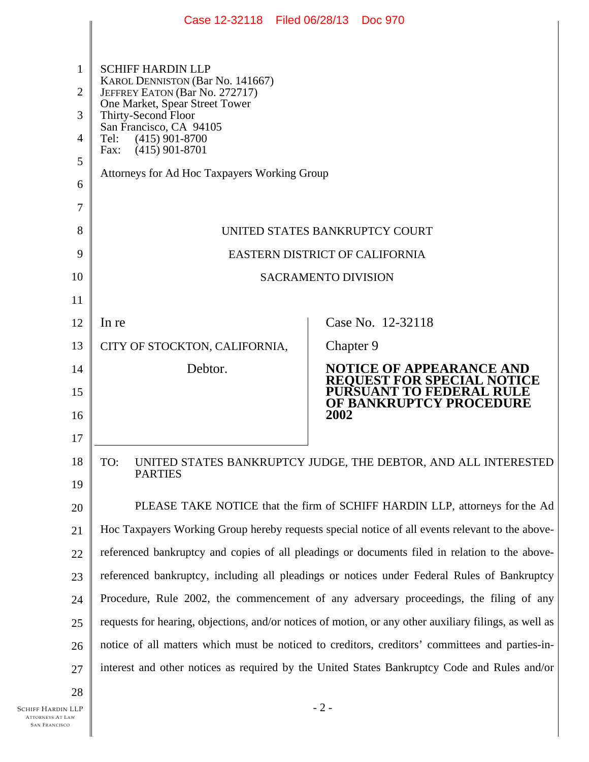SCHIFF HARDIN LLP
KAROL DENNISTON (Bar No. 141667)
JEFFREY EATON (Bar No. 272717)
One Market, Spear Street Tower
Thirty-Second Floor
San Francisco, CA 94105
Tel: (415) 901-8700
Fax: (415) 901-8701

Attorneys for Ad Hoc Taxpayers Working Group

UNITED STATES BANKRUPTCY COURT

EASTERN DISTRICT OF CALIFORNIA

SACRAMENTO DIVISION

| | |
|---|---|
| In re<br><br>CITY OF STOCKTON, CALIFORNIA,<br><br>Debtor. | Case No. 12-32118<br><br>Chapter 9<br><br>**NOTICE OF APPEARANCE AND REQUEST FOR SPECIAL NOTICE PURSUANT TO FEDERAL RULE OF BANKRUPTCY PROCEDURE 2002** |

TO: UNITED STATES BANKRUPTCY JUDGE, THE DEBTOR, AND ALL INTERESTED PARTIES

PLEASE TAKE NOTICE that the firm of SCHIFF HARDIN LLP, attorneys for the Ad Hoc Taxpayers Working Group hereby requests special notice of all events relevant to the above-referenced bankruptcy and copies of all pleadings or documents filed in relation to the above-referenced bankruptcy, including all pleadings or notices under Federal Rules of Bankruptcy Procedure, Rule 2002, the commencement of any adversary proceedings, the filing of any requests for hearing, objections, and/or notices of motion, or any other auxiliary filings, as well as notice of all matters which must be noticed to creditors, creditors' committees and parties-in-interest and other notices as required by the United States Bankruptcy Code and Rules and/or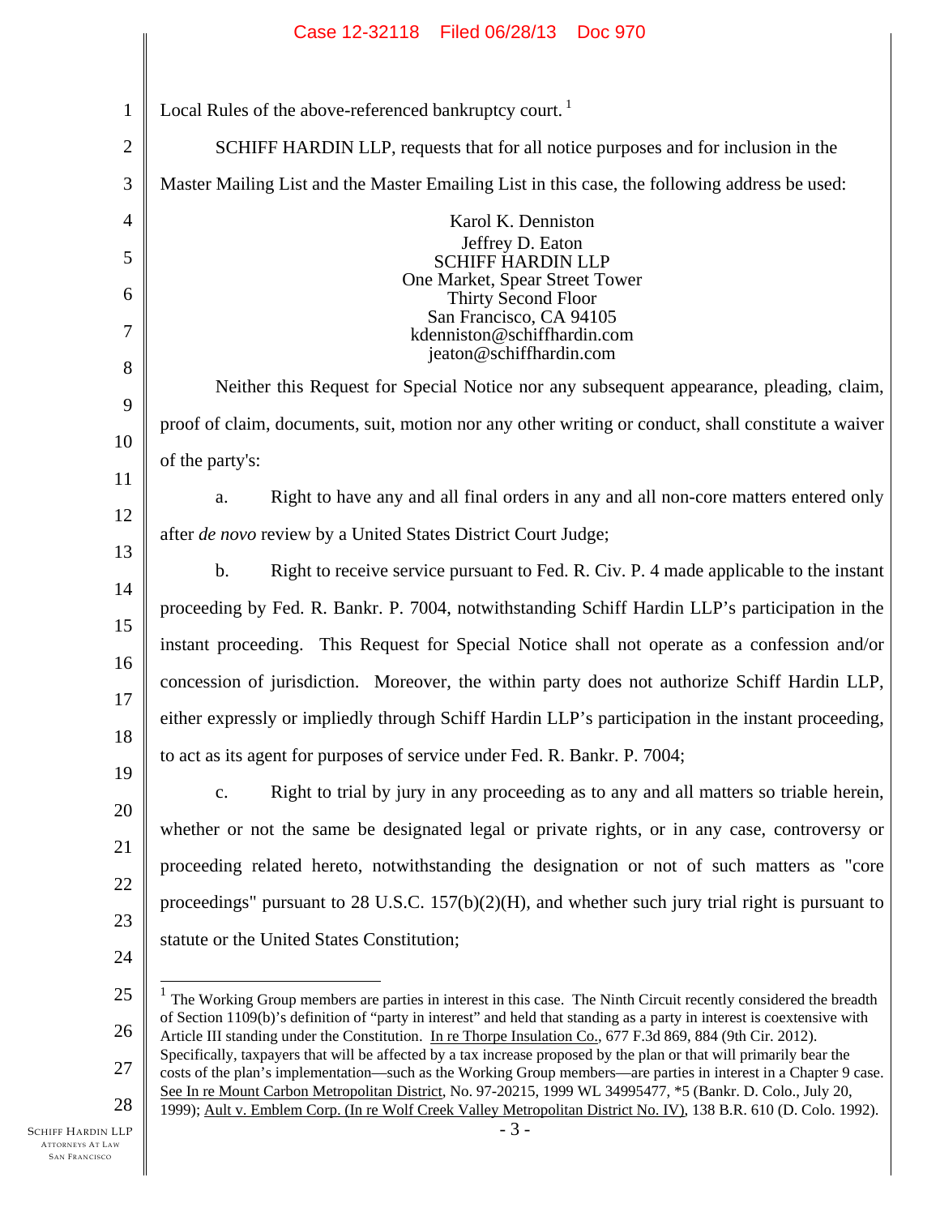Local Rules of the above-referenced bankruptcy court.[1]

SCHIFF HARDIN LLP, requests that for all notice purposes and for inclusion in the Master Mailing List and the Master Emailing List in this case, the following address be used:

Karol K. Denniston
Jeffrey D. Eaton
SCHIFF HARDIN LLP
One Market, Spear Street Tower
Thirty Second Floor
San Francisco, CA 94105
kdenniston@schiffhardin.com
jeaton@schiffhardin.com

Neither this Request for Special Notice nor any subsequent appearance, pleading, claim, proof of claim, documents, suit, motion nor any other writing or conduct, shall constitute a waiver of the party's:

a. Right to have any and all final orders in any and all non-core matters entered only after *de novo* review by a United States District Court Judge;

b. Right to receive service pursuant to Fed. R. Civ. P. 4 made applicable to the instant proceeding by Fed. R. Bankr. P. 7004, notwithstanding Schiff Hardin LLP's participation in the instant proceeding. This Request for Special Notice shall not operate as a confession and/or concession of jurisdiction. Moreover, the within party does not authorize Schiff Hardin LLP, either expressly or impliedly through Schiff Hardin LLP's participation in the instant proceeding, to act as its agent for purposes of service under Fed. R. Bankr. P. 7004;

c. Right to trial by jury in any proceeding as to any and all matters so triable herein, whether or not the same be designated legal or private rights, or in any case, controversy or proceeding related hereto, notwithstanding the designation or not of such matters as "core proceedings" pursuant to 28 U.S.C. 157(b)(2)(H), and whether such jury trial right is pursuant to statute or the United States Constitution;

[1] The Working Group members are parties in interest in this case. The Ninth Circuit recently considered the breadth of Section 1109(b)'s definition of "party in interest" and held that standing as a party in interest is coextensive with Article III standing under the Constitution. In re Thorpe Insulation Co., 677 F.3d 869, 884 (9th Cir. 2012). Specifically, taxpayers that will be affected by a tax increase proposed by the plan or that will primarily bear the costs of the plan's implementation—such as the Working Group members—are parties in interest in a Chapter 9 case. See In re Mount Carbon Metropolitan District, No. 97-20215, 1999 WL 34995477, *5 (Bankr. D. Colo., July 20, 1999); Ault v. Emblem Corp. (In re Wolf Creek Valley Metropolitan District No. IV), 138 B.R. 610 (D. Colo. 1992).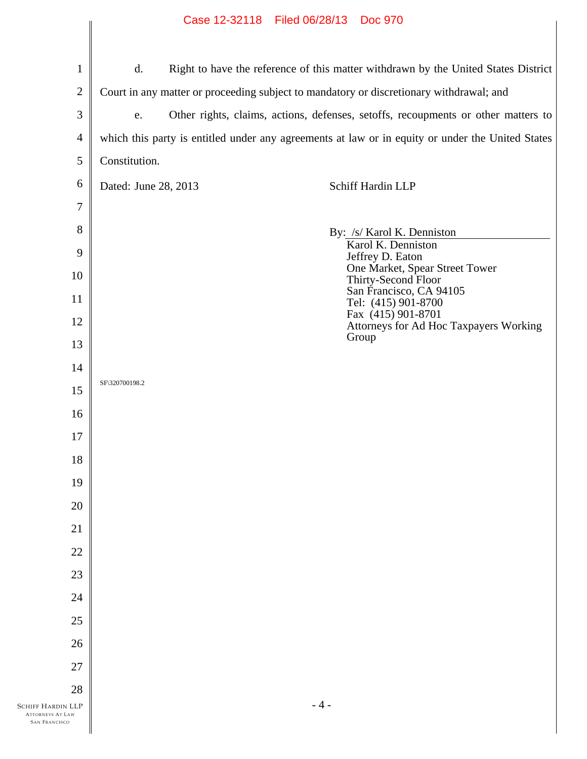d. Right to have the reference of this matter withdrawn by the United States District Court in any matter or proceeding subject to mandatory or discretionary withdrawal; and

e. Other rights, claims, actions, defenses, setoffs, recoupments or other matters to which this party is entitled under any agreements at law or in equity or under the United States Constitution.

Dated: June 28, 2013

Schiff Hardin LLP

By: /s/ Karol K. Denniston
Karol K. Denniston
Jeffrey D. Eaton
One Market, Spear Street Tower
Thirty-Second Floor
San Francisco, CA 94105
Tel: (415) 901-8700
Fax (415) 901-8701
Attorneys for Ad Hoc Taxpayers Working Group

SF\320700198.2